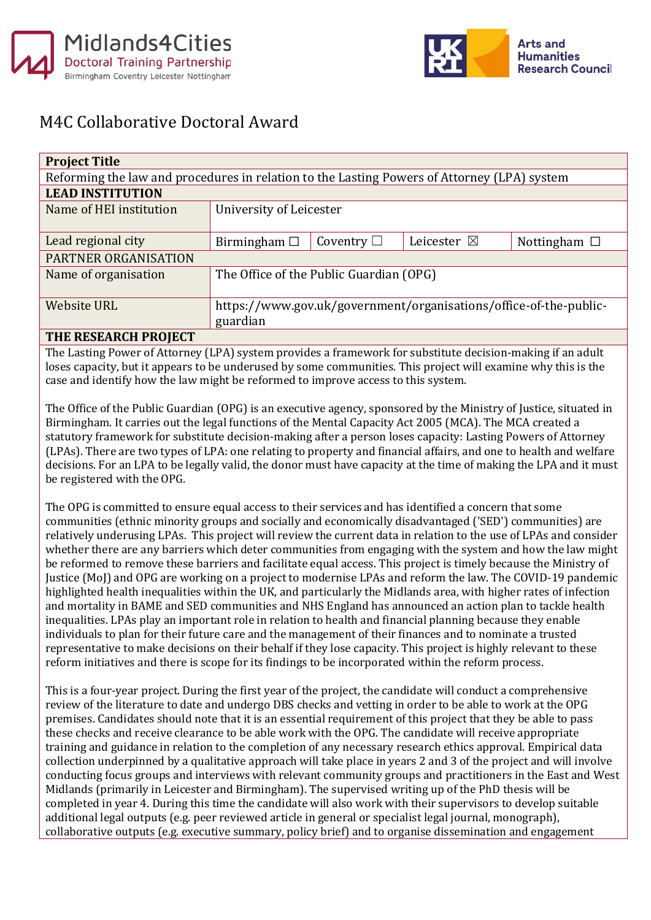Midlands4Cities Doctoral Training Partnership
Birmingham Coventry Leicester Nottingham

UKRI Arts and Humanities Research Council

# M4C Collaborative Doctoral Award

| **Project Title** | | | | |
|---|---|---|---|---|
| Reforming the law and procedures in relation to the Lasting Powers of Attorney (LPA) system | | | | |
| **LEAD INSTITUTION** | | | | |
| Name of HEI institution | University of Leicester | | | |
| Lead regional city | Birmingham ☐ | Coventry ☐ | Leicester ☒ | Nottingham ☐ |
| PARTNER ORGANISATION | | | | |
| Name of organisation | The Office of the Public Guardian (OPG) | | | |
| Website URL | https://www.gov.uk/government/organisations/office-of-the-public-guardian | | | |

**THE RESEARCH PROJECT**

The Lasting Power of Attorney (LPA) system provides a framework for substitute decision-making if an adult loses capacity, but it appears to be underused by some communities. This project will examine why this is the case and identify how the law might be reformed to improve access to this system.

The Office of the Public Guardian (OPG) is an executive agency, sponsored by the Ministry of Justice, situated in Birmingham. It carries out the legal functions of the Mental Capacity Act 2005 (MCA). The MCA created a statutory framework for substitute decision-making after a person loses capacity: Lasting Powers of Attorney (LPAs). There are two types of LPA: one relating to property and financial affairs, and one to health and welfare decisions. For an LPA to be legally valid, the donor must have capacity at the time of making the LPA and it must be registered with the OPG.

The OPG is committed to ensure equal access to their services and has identified a concern that some communities (ethnic minority groups and socially and economically disadvantaged ('SED') communities) are relatively underusing LPAs. This project will review the current data in relation to the use of LPAs and consider whether there are any barriers which deter communities from engaging with the system and how the law might be reformed to remove these barriers and facilitate equal access. This project is timely because the Ministry of Justice (MoJ) and OPG are working on a project to modernise LPAs and reform the law. The COVID-19 pandemic highlighted health inequalities within the UK, and particularly the Midlands area, with higher rates of infection and mortality in BAME and SED communities and NHS England has announced an action plan to tackle health inequalities. LPAs play an important role in relation to health and financial planning because they enable individuals to plan for their future care and the management of their finances and to nominate a trusted representative to make decisions on their behalf if they lose capacity. This project is highly relevant to these reform initiatives and there is scope for its findings to be incorporated within the reform process.

This is a four-year project. During the first year of the project, the candidate will conduct a comprehensive review of the literature to date and undergo DBS checks and vetting in order to be able to work at the OPG premises. Candidates should note that it is an essential requirement of this project that they be able to pass these checks and receive clearance to be able work with the OPG. The candidate will receive appropriate training and guidance in relation to the completion of any necessary research ethics approval. Empirical data collection underpinned by a qualitative approach will take place in years 2 and 3 of the project and will involve conducting focus groups and interviews with relevant community groups and practitioners in the East and West Midlands (primarily in Leicester and Birmingham). The supervised writing up of the PhD thesis will be completed in year 4. During this time the candidate will also work with their supervisors to develop suitable additional legal outputs (e.g. peer reviewed article in general or specialist legal journal, monograph), collaborative outputs (e.g. executive summary, policy brief) and to organise dissemination and engagement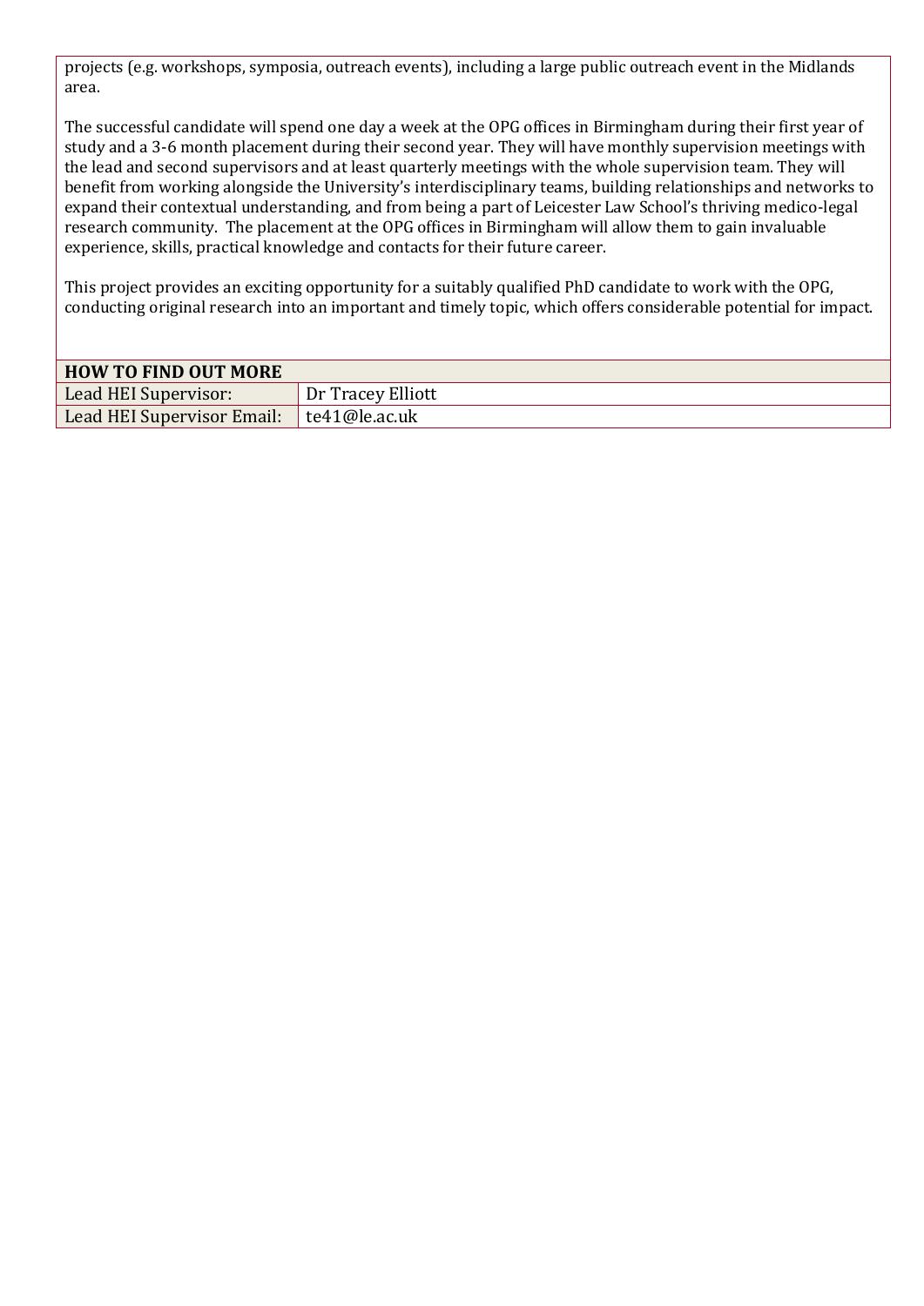projects (e.g. workshops, symposia, outreach events), including a large public outreach event in the Midlands area.

The successful candidate will spend one day a week at the OPG offices in Birmingham during their first year of study and a 3-6 month placement during their second year. They will have monthly supervision meetings with the lead and second supervisors and at least quarterly meetings with the whole supervision team. They will benefit from working alongside the University's interdisciplinary teams, building relationships and networks to expand their contextual understanding, and from being a part of Leicester Law School's thriving medico-legal research community. The placement at the OPG offices in Birmingham will allow them to gain invaluable experience, skills, practical knowledge and contacts for their future career.

This project provides an exciting opportunity for a suitably qualified PhD candidate to work with the OPG, conducting original research into an important and timely topic, which offers considerable potential for impact.

| **HOW TO FIND OUT MORE** | |
|---|---|
| Lead HEI Supervisor: | Dr Tracey Elliott |
| Lead HEI Supervisor Email: | te41@le.ac.uk |